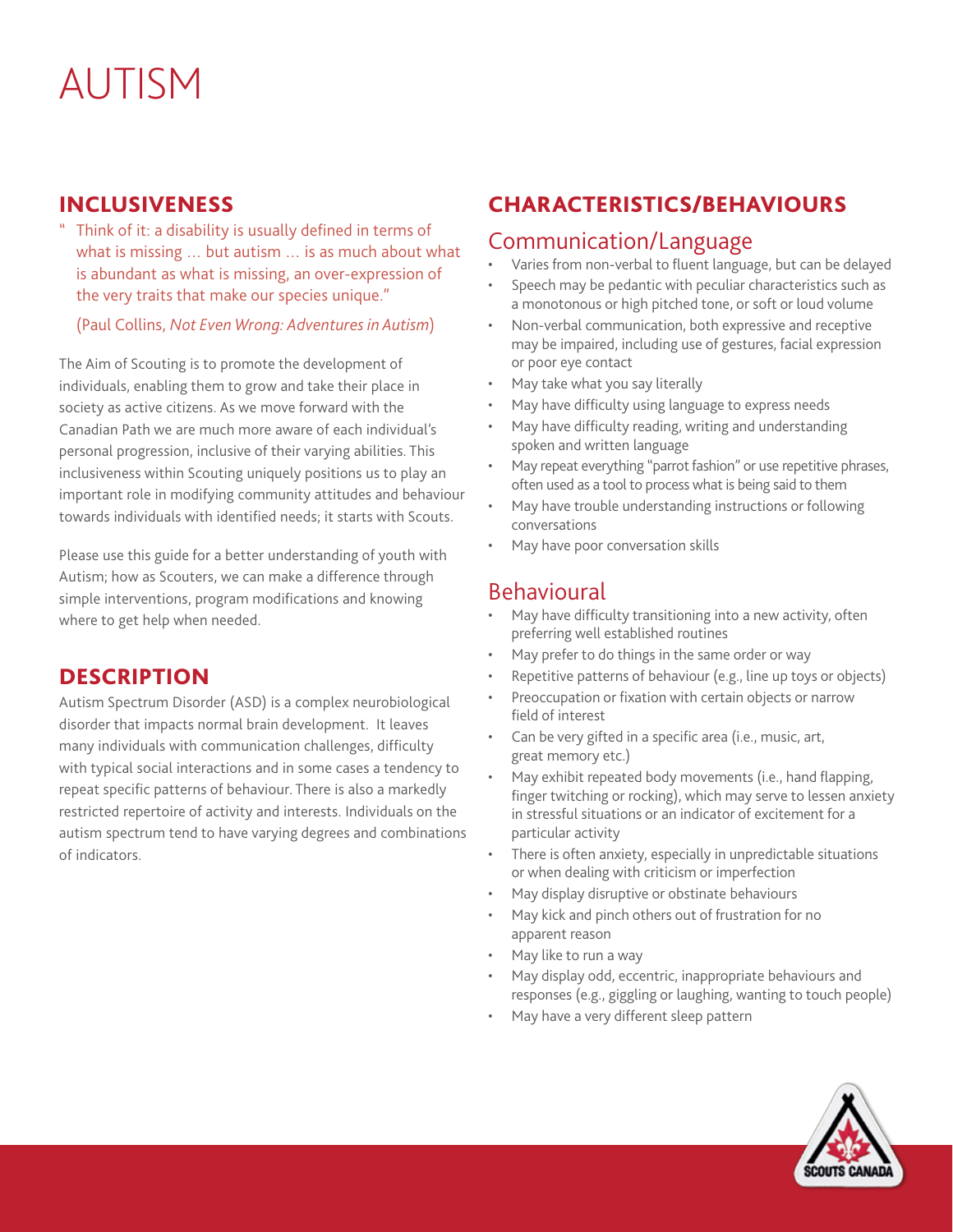# AUTISM

## INCLUSIVENESS

" Think of it: a disability is usually defined in terms of what is missing … but autism … is as much about what is abundant as what is missing, an over-expression of the very traits that make our species unique."

(Paul Collins, *Not Even Wrong: Adventures in Autism*)

The Aim of Scouting is to promote the development of individuals, enabling them to grow and take their place in society as active citizens. As we move forward with the Canadian Path we are much more aware of each individual's personal progression, inclusive of their varying abilities. This inclusiveness within Scouting uniquely positions us to play an important role in modifying community attitudes and behaviour towards individuals with identified needs; it starts with Scouts.

Please use this guide for a better understanding of youth with Autism; how as Scouters, we can make a difference through simple interventions, program modifications and knowing where to get help when needed.

## DESCRIPTION

Autism Spectrum Disorder (ASD) is a complex neurobiological disorder that impacts normal brain development. It leaves many individuals with communication challenges, difficulty with typical social interactions and in some cases a tendency to repeat specific patterns of behaviour. There is also a markedly restricted repertoire of activity and interests. Individuals on the autism spectrum tend to have varying degrees and combinations of indicators.

## CHARACTERISTICS/BEHAVIOURS

### Communication/Language

- Varies from non-verbal to fluent language, but can be delayed
- Speech may be pedantic with peculiar characteristics such as a monotonous or high pitched tone, or soft or loud volume
- Non-verbal communication, both expressive and receptive may be impaired, including use of gestures, facial expression or poor eye contact
- May take what you say literally
- May have difficulty using language to express needs
- May have difficulty reading, writing and understanding spoken and written language
- May repeat everything "parrot fashion" or use repetitive phrases, often used as a tool to process what is being said to them
- May have trouble understanding instructions or following conversations
- May have poor conversation skills

### Behavioural

- May have difficulty transitioning into a new activity, often preferring well established routines
- May prefer to do things in the same order or way
- Repetitive patterns of behaviour (e.g., line up toys or objects)
- Preoccupation or fixation with certain objects or narrow field of interest
- Can be very gifted in a specific area (i.e., music, art, great memory etc.)
- May exhibit repeated body movements (i.e., hand flapping, finger twitching or rocking), which may serve to lessen anxiety in stressful situations or an indicator of excitement for a particular activity
- There is often anxiety, especially in unpredictable situations or when dealing with criticism or imperfection
- May display disruptive or obstinate behaviours
- May kick and pinch others out of frustration for no apparent reason
- May like to run a way
- May display odd, eccentric, inappropriate behaviours and responses (e.g., giggling or laughing, wanting to touch people)
- May have a very different sleep pattern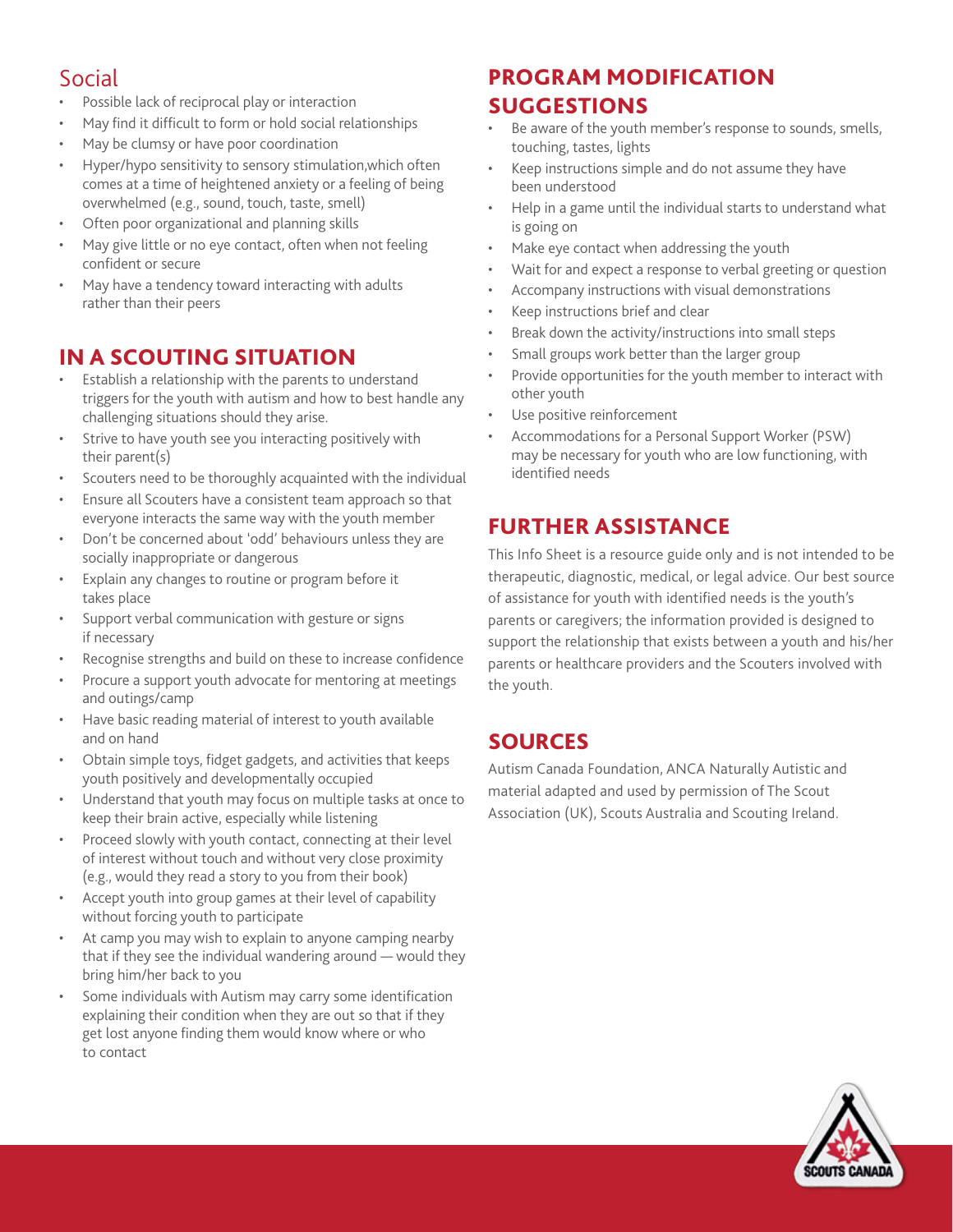## Social

- Possible lack of reciprocal play or interaction
- May find it difficult to form or hold social relationships
- May be clumsy or have poor coordination
- Hyper/hypo sensitivity to sensory stimulation,which often comes at a time of heightened anxiety or a feeling of being overwhelmed (e.g., sound, touch, taste, smell)
- Often poor organizational and planning skills
- May give little or no eye contact, often when not feeling confident or secure
- May have a tendency toward interacting with adults rather than their peers

## IN A SCOUTING SITUATION

- Establish a relationship with the parents to understand triggers for the youth with autism and how to best handle any challenging situations should they arise.
- Strive to have youth see you interacting positively with their parent(s)
- Scouters need to be thoroughly acquainted with the individual
- Ensure all Scouters have a consistent team approach so that everyone interacts the same way with the youth member
- Don't be concerned about 'odd' behaviours unless they are socially inappropriate or dangerous
- Explain any changes to routine or program before it takes place
- Support verbal communication with gesture or signs if necessary
- Recognise strengths and build on these to increase confidence
- Procure a support youth advocate for mentoring at meetings and outings/camp
- Have basic reading material of interest to youth available and on hand
- Obtain simple toys, fidget gadgets, and activities that keeps youth positively and developmentally occupied
- Understand that youth may focus on multiple tasks at once to keep their brain active, especially while listening
- Proceed slowly with youth contact, connecting at their level of interest without touch and without very close proximity (e.g., would they read a story to you from their book)
- Accept youth into group games at their level of capability without forcing youth to participate
- At camp you may wish to explain to anyone camping nearby that if they see the individual wandering around — would they bring him/her back to you
- Some individuals with Autism may carry some identification explaining their condition when they are out so that if they get lost anyone finding them would know where or who to contact

## PROGRAM MODIFICATION SUGGESTIONS

- Be aware of the youth member's response to sounds, smells, touching, tastes, lights
- Keep instructions simple and do not assume they have been understood
- Help in a game until the individual starts to understand what is going on
- Make eye contact when addressing the youth
- Wait for and expect a response to verbal greeting or question
- Accompany instructions with visual demonstrations
- Keep instructions brief and clear
- Break down the activity/instructions into small steps
- Small groups work better than the larger group
- Provide opportunities for the youth member to interact with other youth
- Use positive reinforcement
- Accommodations for a Personal Support Worker (PSW) may be necessary for youth who are low functioning, with identified needs

## FURTHER ASSISTANCE

This Info Sheet is a resource guide only and is not intended to be therapeutic, diagnostic, medical, or legal advice. Our best source of assistance for youth with identified needs is the youth's parents or caregivers; the information provided is designed to support the relationship that exists between a youth and his/her parents or healthcare providers and the Scouters involved with the youth.

## SOURCES

Autism Canada Foundation, ANCA Naturally Autistic and material adapted and used by permission of The Scout Association (UK), Scouts Australia and Scouting Ireland.